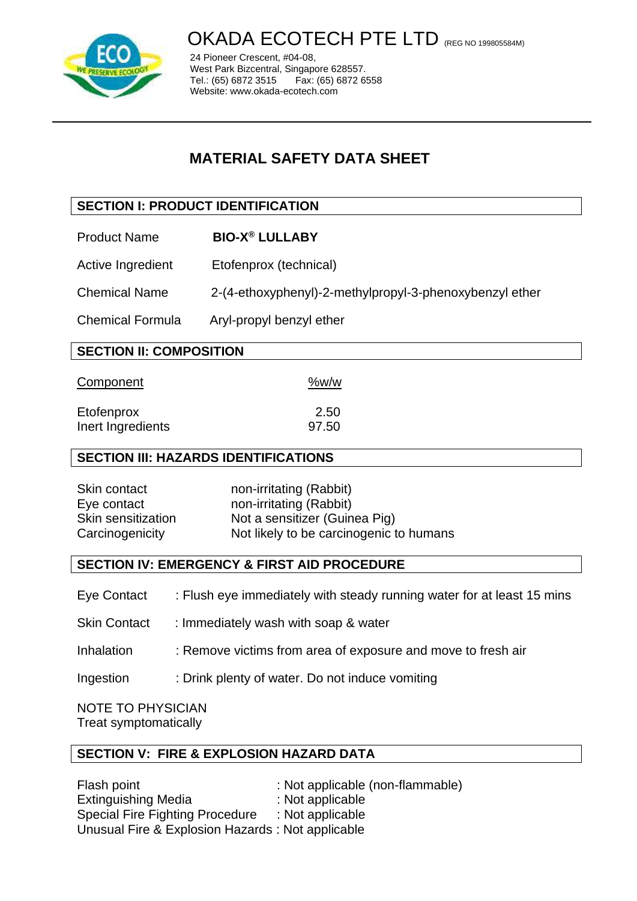# OKADA ECOTECH PTE LTD (REG NO 199805584M)

24 Pioneer Crescent, #04-08,
West Park Bizcentral, Singapore 628557.
Tel.: (65) 6872 3515 Fax: (65) 6872 6558
Website: www.okada-ecotech.com

---

## MATERIAL SAFETY DATA SHEET

### SECTION I: PRODUCT IDENTIFICATION

| | |
|---|---|
| Product Name | **BIO-X® LULLABY** |
| Active Ingredient | Etofenprox (technical) |
| Chemical Name | 2-(4-ethoxyphenyl)-2-methylpropyl-3-phenoxybenzyl ether |
| Chemical Formula | Aryl-propyl benzyl ether |

### SECTION II: COMPOSITION

| Component | %w/w |
|---|---|
| Etofenprox | 2.50 |
| Inert Ingredients | 97.50 |

### SECTION III: HAZARDS IDENTIFICATIONS

| | |
|---|---|
| Skin contact | non-irritating (Rabbit) |
| Eye contact | non-irritating (Rabbit) |
| Skin sensitization | Not a sensitizer (Guinea Pig) |
| Carcinogenicity | Not likely to be carcinogenic to humans |

### SECTION IV: EMERGENCY & FIRST AID PROCEDURE

Eye Contact : Flush eye immediately with steady running water for at least 15 mins

Skin Contact : Immediately wash with soap & water

Inhalation : Remove victims from area of exposure and move to fresh air

Ingestion : Drink plenty of water. Do not induce vomiting

NOTE TO PHYSICIAN
Treat symptomatically

### SECTION V: FIRE & EXPLOSION HAZARD DATA

| | |
|---|---|
| Flash point | : Not applicable (non-flammable) |
| Extinguishing Media | : Not applicable |
| Special Fire Fighting Procedure | : Not applicable |
| Unusual Fire & Explosion Hazards | : Not applicable |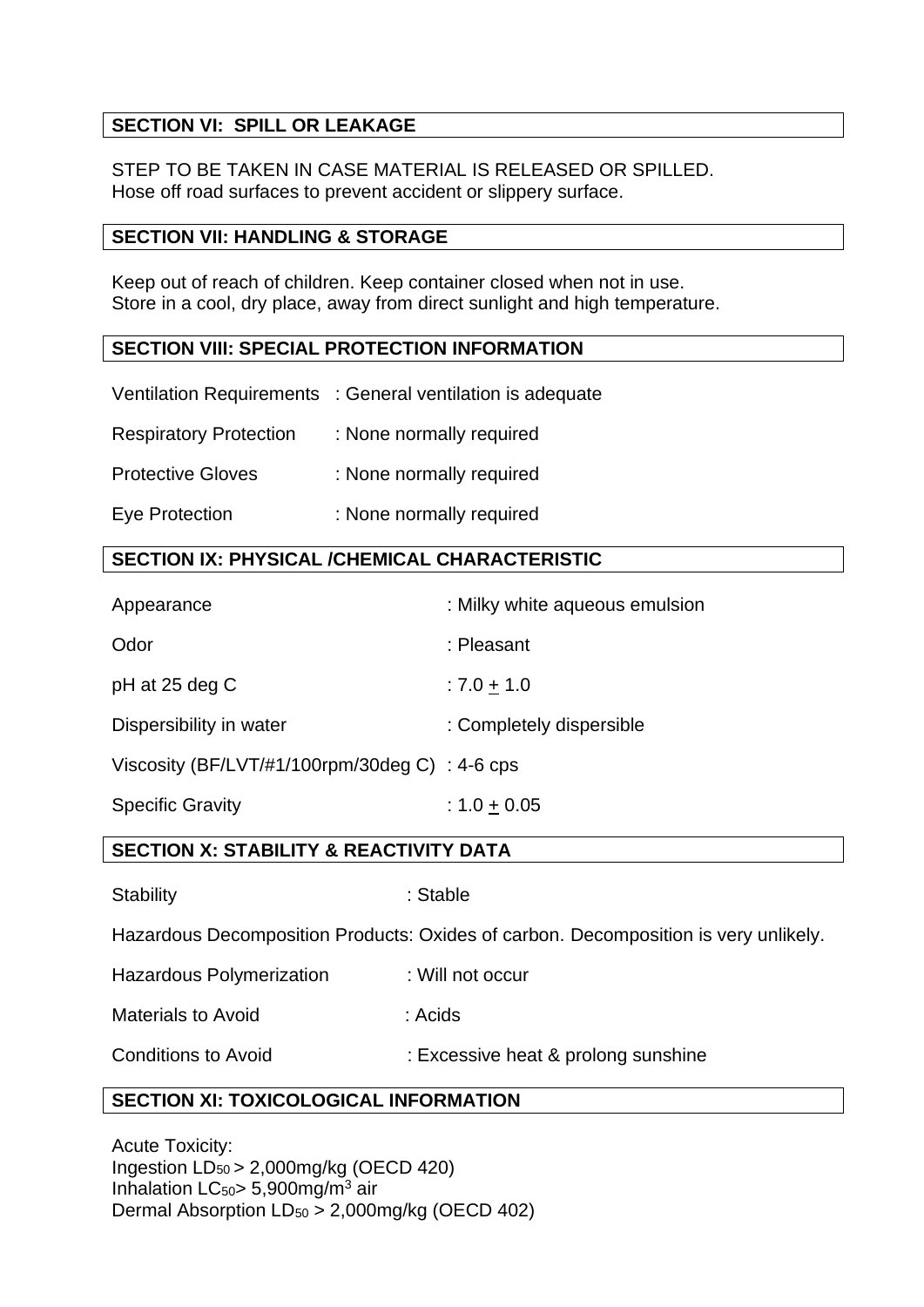## SECTION VI: SPILL OR LEAKAGE

STEP TO BE TAKEN IN CASE MATERIAL IS RELEASED OR SPILLED.
Hose off road surfaces to prevent accident or slippery surface.

## SECTION VII: HANDLING & STORAGE

Keep out of reach of children. Keep container closed when not in use.
Store in a cool, dry place, away from direct sunlight and high temperature.

## SECTION VIII: SPECIAL PROTECTION INFORMATION

| | |
|---|---|
| Ventilation Requirements | : General ventilation is adequate |
| Respiratory Protection | : None normally required |
| Protective Gloves | : None normally required |
| Eye Protection | : None normally required |

## SECTION IX: PHYSICAL /CHEMICAL CHARACTERISTIC

| | |
|---|---|
| Appearance | : Milky white aqueous emulsion |
| Odor | : Pleasant |
| pH at 25 deg C | : $7.0 \pm 1.0$ |
| Dispersibility in water | : Completely dispersible |
| Viscosity (BF/LVT/#1/100rpm/30deg C) | : 4-6 cps |
| Specific Gravity | : $1.0 \pm 0.05$ |

## SECTION X: STABILITY & REACTIVITY DATA

Stability : Stable

Hazardous Decomposition Products: Oxides of carbon. Decomposition is very unlikely.

| | |
|---|---|
| Hazardous Polymerization | : Will not occur |
| Materials to Avoid | : Acids |
| Conditions to Avoid | : Excessive heat & prolong sunshine |

## SECTION XI: TOXICOLOGICAL INFORMATION

Acute Toxicity:
Ingestion $LD_{50}$ > 2,000mg/kg (OECD 420)
Inhalation $LC_{50}$> 5,900mg/$m^3$ air
Dermal Absorption $LD_{50}$ > 2,000mg/kg (OECD 402)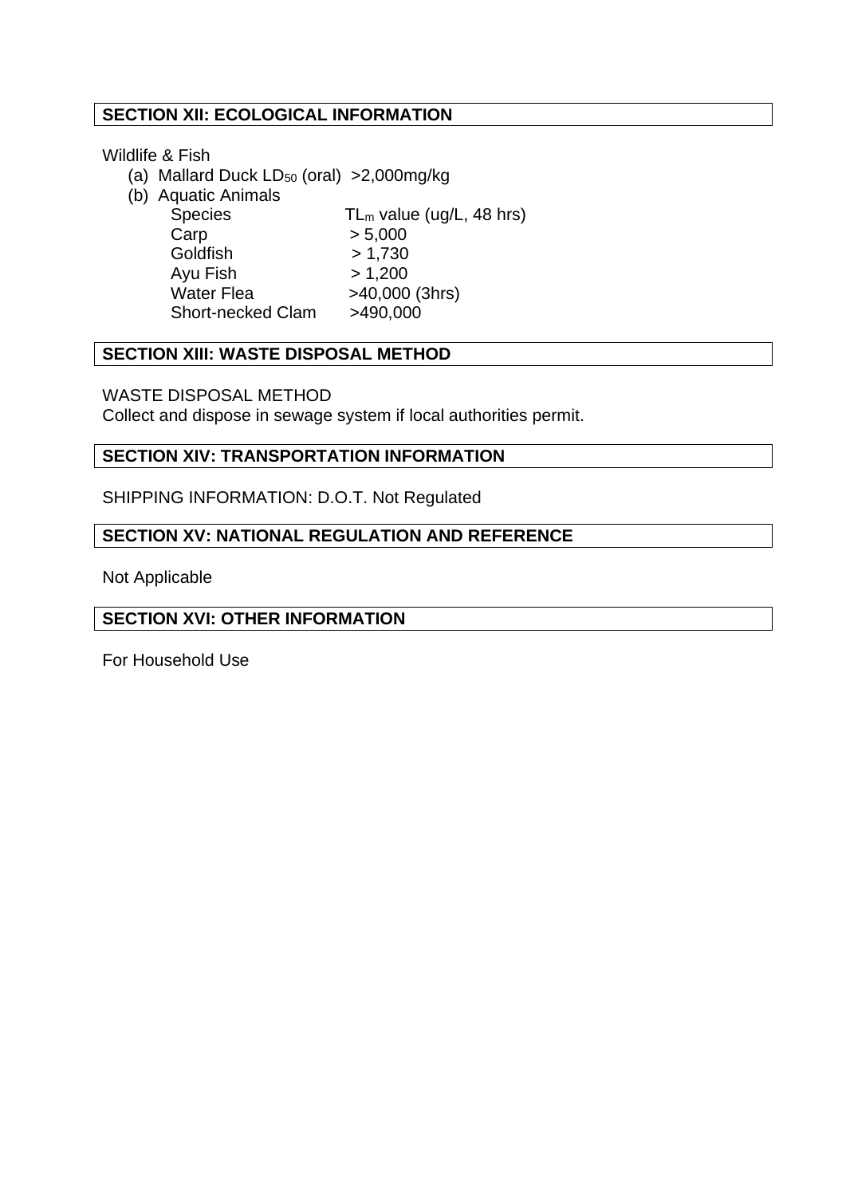## SECTION XII: ECOLOGICAL INFORMATION

Wildlife & Fish

(a) Mallard Duck $LD_{50}$ (oral) >2,000mg/kg

(b) Aquatic Animals

| Species | $TL_m$ value (ug/L, 48 hrs) |
|---|---|
| Carp | > 5,000 |
| Goldfish | > 1,730 |
| Ayu Fish | > 1,200 |
| Water Flea | >40,000 (3hrs) |
| Short-necked Clam | >490,000 |

## SECTION XIII: WASTE DISPOSAL METHOD

WASTE DISPOSAL METHOD
Collect and dispose in sewage system if local authorities permit.

## SECTION XIV: TRANSPORTATION INFORMATION

SHIPPING INFORMATION: D.O.T. Not Regulated

## SECTION XV: NATIONAL REGULATION AND REFERENCE

Not Applicable

## SECTION XVI: OTHER INFORMATION

For Household Use